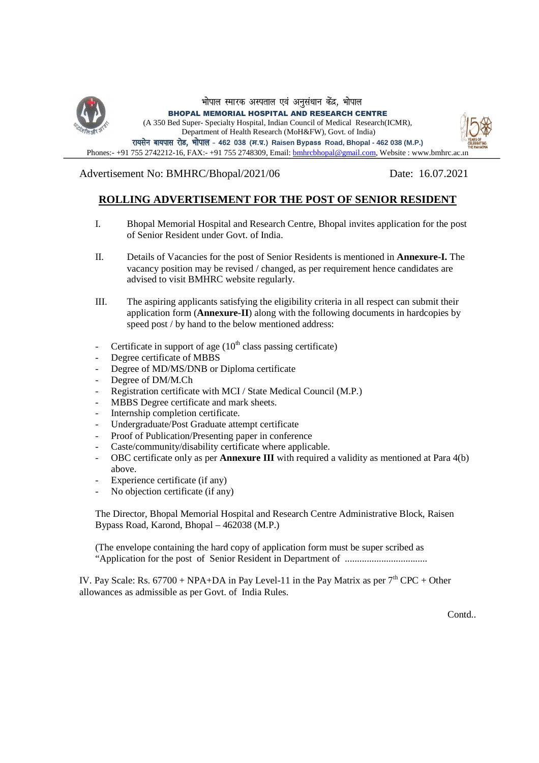भोपाल स्मारक अस्पताल एवं अनुसंधान केंद्र, भोपाल

**BHOPAL MEMORIAL HOSPITAL AND RESEARCH CENTRE**

(A 350 Bed Super- Specialty Hospital, Indian Council of Medical Research(ICMR), Department of Health Research (MoH&FW), Govt. of India)

रायसेन बायपास रोड, भोपाल - 462 038 (म.प्र.) Raisen Bypass Road, Bhopal - 462 038 (M.P.)

Phones:- +91 755 2742212-16, FAX:- +91 755 2748309, Email: bmhrcbhopal@gmail.com, Website : www.bmhrc.ac.in

Advertisement No: BMHRC/Bhopal/2021/06 Date: 16.07.2021

## ROLLING ADVERTISEMENT FOR THE POST OF SENIOR RESIDENT

I. Bhopal Memorial Hospital and Research Centre, Bhopal invites application for the post of Senior Resident under Govt. of India.

II. Details of Vacancies for the post of Senior Residents is mentioned in **Annexure-I.** The vacancy position may be revised / changed, as per requirement hence candidates are advised to visit BMHRC website regularly.

III. The aspiring applicants satisfying the eligibility criteria in all respect can submit their application form (**Annexure-II**) along with the following documents in hardcopies by speed post / by hand to the below mentioned address:

- Certificate in support of age (10th class passing certificate)
- Degree certificate of MBBS
- Degree of MD/MS/DNB or Diploma certificate
- Degree of DM/M.Ch
- Registration certificate with MCI / State Medical Council (M.P.)
- MBBS Degree certificate and mark sheets.
- Internship completion certificate.
- Undergraduate/Post Graduate attempt certificate
- Proof of Publication/Presenting paper in conference
- Caste/community/disability certificate where applicable.
- OBC certificate only as per **Annexure III** with required a validity as mentioned at Para 4(b) above.
- Experience certificate (if any)
- No objection certificate (if any)

The Director, Bhopal Memorial Hospital and Research Centre Administrative Block, Raisen Bypass Road, Karond, Bhopal – 462038 (M.P.)

(The envelope containing the hard copy of application form must be super scribed as "Application for the post of Senior Resident in Department of .................................

IV. Pay Scale: Rs. 67700 + NPA+DA in Pay Level-11 in the Pay Matrix as per 7th CPC + Other allowances as admissible as per Govt. of India Rules.

Contd..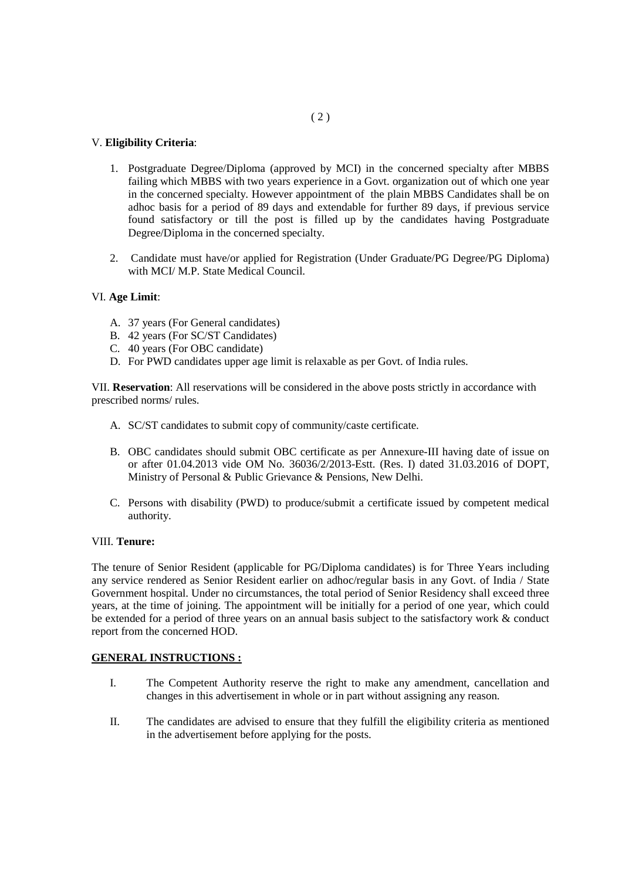V. **Eligibility Criteria**:

1. Postgraduate Degree/Diploma (approved by MCI) in the concerned specialty after MBBS failing which MBBS with two years experience in a Govt. organization out of which one year in the concerned specialty. However appointment of the plain MBBS Candidates shall be on adhoc basis for a period of 89 days and extendable for further 89 days, if previous service found satisfactory or till the post is filled up by the candidates having Postgraduate Degree/Diploma in the concerned specialty.

2. Candidate must have/or applied for Registration (Under Graduate/PG Degree/PG Diploma) with MCI/ M.P. State Medical Council.

VI. **Age Limit**:

A. 37 years (For General candidates)
B. 42 years (For SC/ST Candidates)
C. 40 years (For OBC candidate)
D. For PWD candidates upper age limit is relaxable as per Govt. of India rules.

VII. **Reservation**: All reservations will be considered in the above posts strictly in accordance with prescribed norms/ rules.

A. SC/ST candidates to submit copy of community/caste certificate.

B. OBC candidates should submit OBC certificate as per Annexure-III having date of issue on or after 01.04.2013 vide OM No. 36036/2/2013-Estt. (Res. I) dated 31.03.2016 of DOPT, Ministry of Personal & Public Grievance & Pensions, New Delhi.

C. Persons with disability (PWD) to produce/submit a certificate issued by competent medical authority.

VIII. **Tenure:**

The tenure of Senior Resident (applicable for PG/Diploma candidates) is for Three Years including any service rendered as Senior Resident earlier on adhoc/regular basis in any Govt. of India / State Government hospital. Under no circumstances, the total period of Senior Residency shall exceed three years, at the time of joining. The appointment will be initially for a period of one year, which could be extended for a period of three years on an annual basis subject to the satisfactory work & conduct report from the concerned HOD.

**GENERAL INSTRUCTIONS :**

I. The Competent Authority reserve the right to make any amendment, cancellation and changes in this advertisement in whole or in part without assigning any reason.

II. The candidates are advised to ensure that they fulfill the eligibility criteria as mentioned in the advertisement before applying for the posts.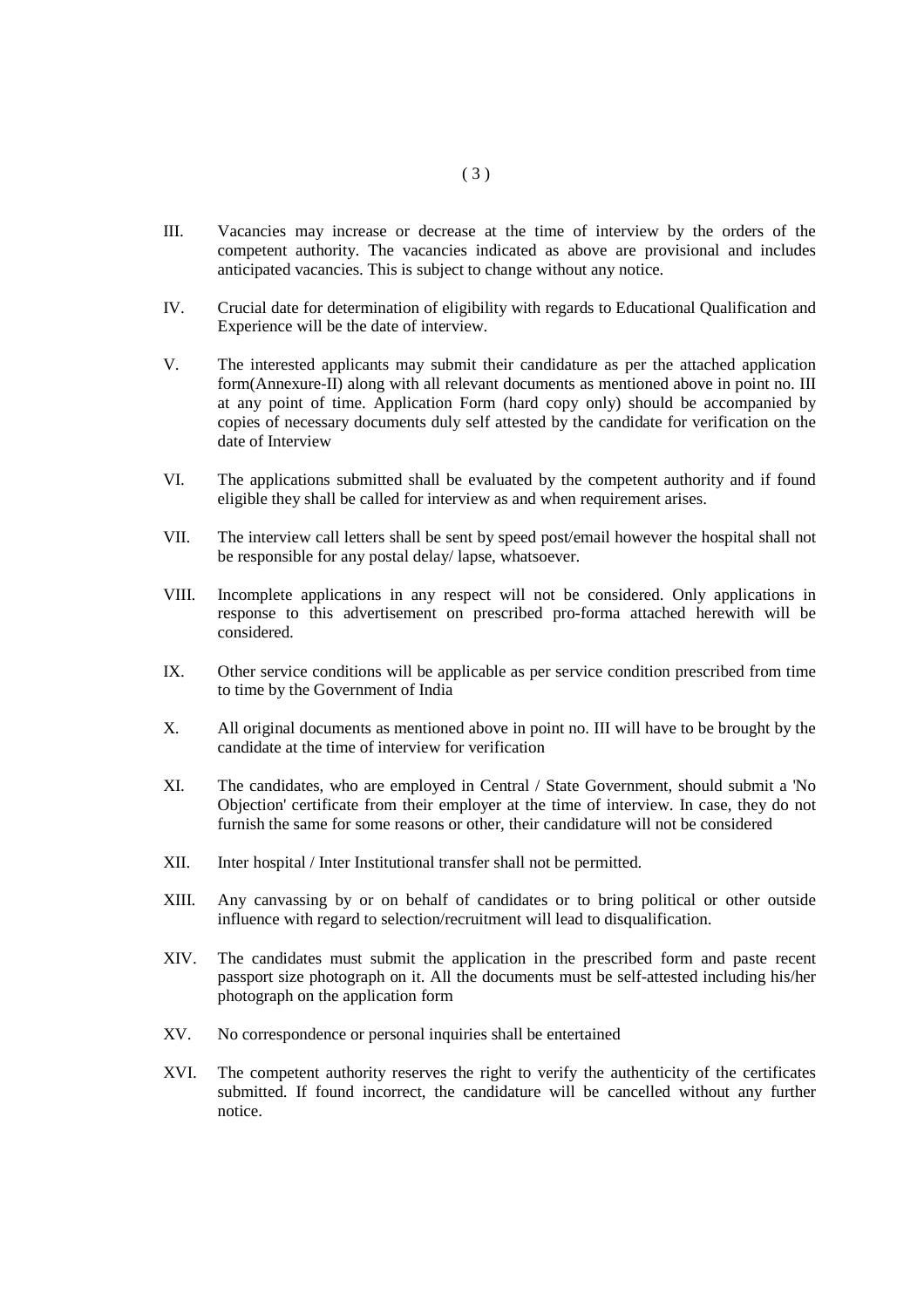III. Vacancies may increase or decrease at the time of interview by the orders of the competent authority. The vacancies indicated as above are provisional and includes anticipated vacancies. This is subject to change without any notice.

IV. Crucial date for determination of eligibility with regards to Educational Qualification and Experience will be the date of interview.

V. The interested applicants may submit their candidature as per the attached application form(Annexure-II) along with all relevant documents as mentioned above in point no. III at any point of time. Application Form (hard copy only) should be accompanied by copies of necessary documents duly self attested by the candidate for verification on the date of Interview

VI. The applications submitted shall be evaluated by the competent authority and if found eligible they shall be called for interview as and when requirement arises.

VII. The interview call letters shall be sent by speed post/email however the hospital shall not be responsible for any postal delay/ lapse, whatsoever.

VIII. Incomplete applications in any respect will not be considered. Only applications in response to this advertisement on prescribed pro-forma attached herewith will be considered.

IX. Other service conditions will be applicable as per service condition prescribed from time to time by the Government of India

X. All original documents as mentioned above in point no. III will have to be brought by the candidate at the time of interview for verification

XI. The candidates, who are employed in Central / State Government, should submit a 'No Objection' certificate from their employer at the time of interview. In case, they do not furnish the same for some reasons or other, their candidature will not be considered

XII. Inter hospital / Inter Institutional transfer shall not be permitted.

XIII. Any canvassing by or on behalf of candidates or to bring political or other outside influence with regard to selection/recruitment will lead to disqualification.

XIV. The candidates must submit the application in the prescribed form and paste recent passport size photograph on it. All the documents must be self-attested including his/her photograph on the application form

XV. No correspondence or personal inquiries shall be entertained

XVI. The competent authority reserves the right to verify the authenticity of the certificates submitted. If found incorrect, the candidature will be cancelled without any further notice.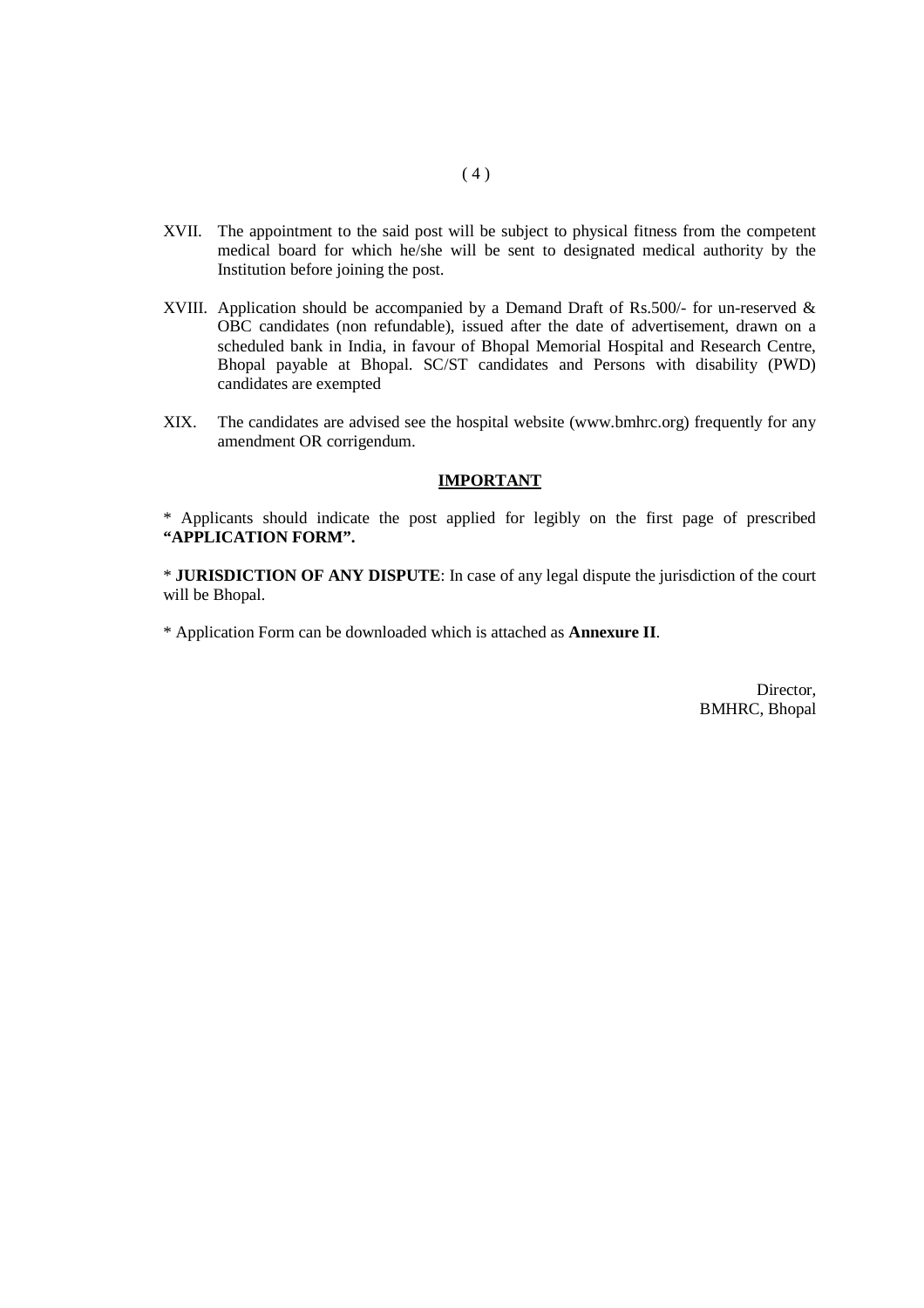XVII. The appointment to the said post will be subject to physical fitness from the competent medical board for which he/she will be sent to designated medical authority by the Institution before joining the post.

XVIII. Application should be accompanied by a Demand Draft of Rs.500/- for un-reserved & OBC candidates (non refundable), issued after the date of advertisement, drawn on a scheduled bank in India, in favour of Bhopal Memorial Hospital and Research Centre, Bhopal payable at Bhopal. SC/ST candidates and Persons with disability (PWD) candidates are exempted

XIX. The candidates are advised see the hospital website (www.bmhrc.org) frequently for any amendment OR corrigendum.

## IMPORTANT

* Applicants should indicate the post applied for legibly on the first page of prescribed **"APPLICATION FORM".**

* **JURISDICTION OF ANY DISPUTE**: In case of any legal dispute the jurisdiction of the court will be Bhopal.

* Application Form can be downloaded which is attached as **Annexure II**.

Director,
BMHRC, Bhopal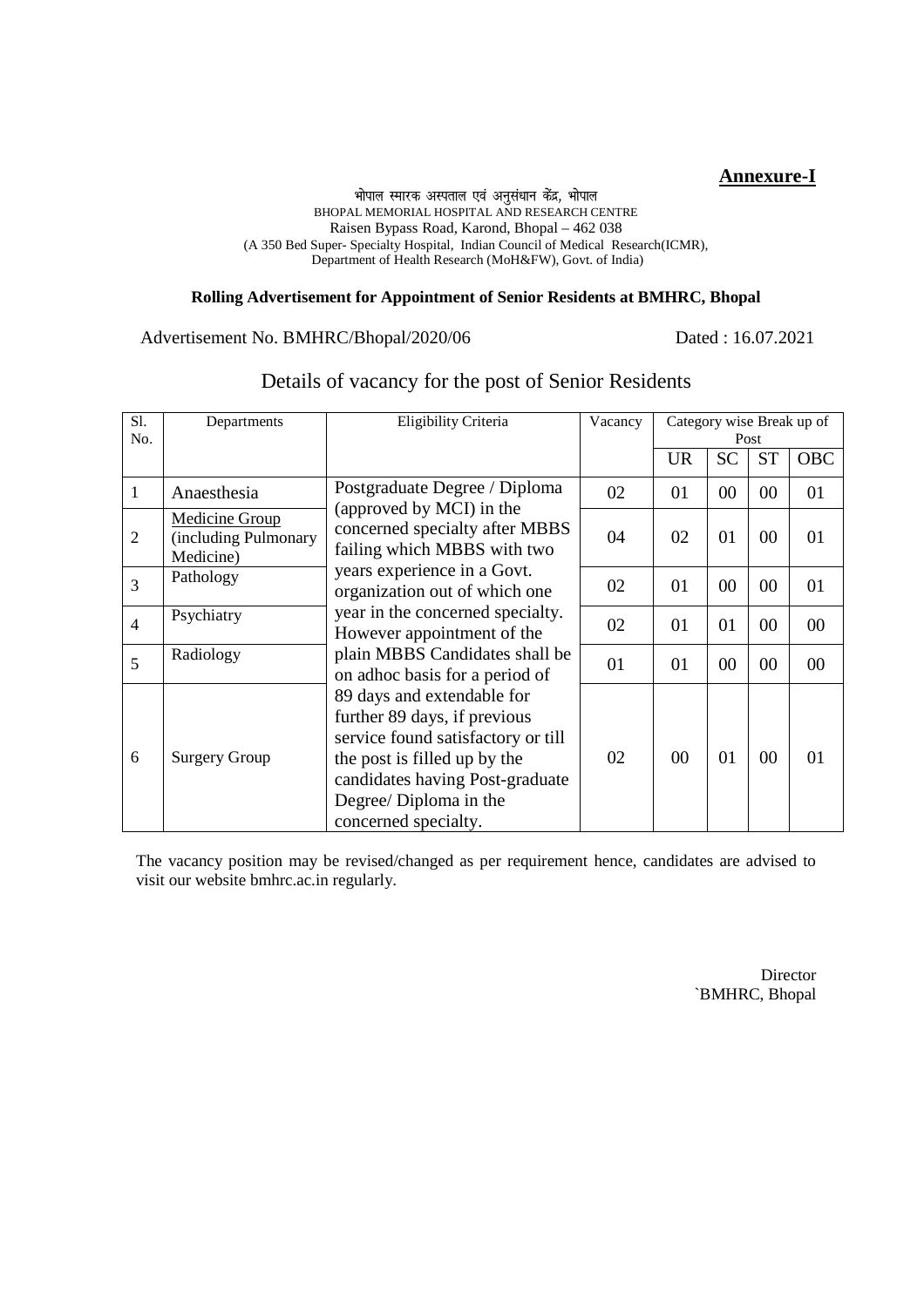**Annexure-I**

भोपाल स्मारक अस्पताल एवं अनुसंधान केंद्र, भोपाल
BHOPAL MEMORIAL HOSPITAL AND RESEARCH CENTRE
Raisen Bypass Road, Karond, Bhopal – 462 038
(A 350 Bed Super- Specialty Hospital, Indian Council of Medical Research(ICMR), Department of Health Research (MoH&FW), Govt. of India)

**Rolling Advertisement for Appointment of Senior Residents at BMHRC, Bhopal**

Advertisement No. BMHRC/Bhopal/2020/06 Dated : 16.07.2021

## Details of vacancy for the post of Senior Residents

| Sl. No. | Departments | Eligibility Criteria | Vacancy | Category wise Break up of Post | | | |
|---|---|---|---|---|---|---|---|
| | | | | UR | SC | ST | OBC |
| 1 | Anaesthesia | Postgraduate Degree / Diploma (approved by MCI) in the concerned specialty after MBBS failing which MBBS with two years experience in a Govt. organization out of which one year in the concerned specialty. However appointment of the plain MBBS Candidates shall be on adhoc basis for a period of 89 days and extendable for further 89 days, if previous service found satisfactory or till the post is filled up by the candidates having Post-graduate Degree/ Diploma in the concerned specialty. | 02 | 01 | 00 | 00 | 01 |
| 2 | Medicine Group (including Pulmonary Medicine) | | 04 | 02 | 01 | 00 | 01 |
| 3 | Pathology | | 02 | 01 | 00 | 00 | 01 |
| 4 | Psychiatry | | 02 | 01 | 01 | 00 | 00 |
| 5 | Radiology | | 01 | 01 | 00 | 00 | 00 |
| 6 | Surgery Group | | 02 | 00 | 01 | 00 | 01 |

The vacancy position may be revised/changed as per requirement hence, candidates are advised to visit our website bmhrc.ac.in regularly.

Director
`BMHRC, Bhopal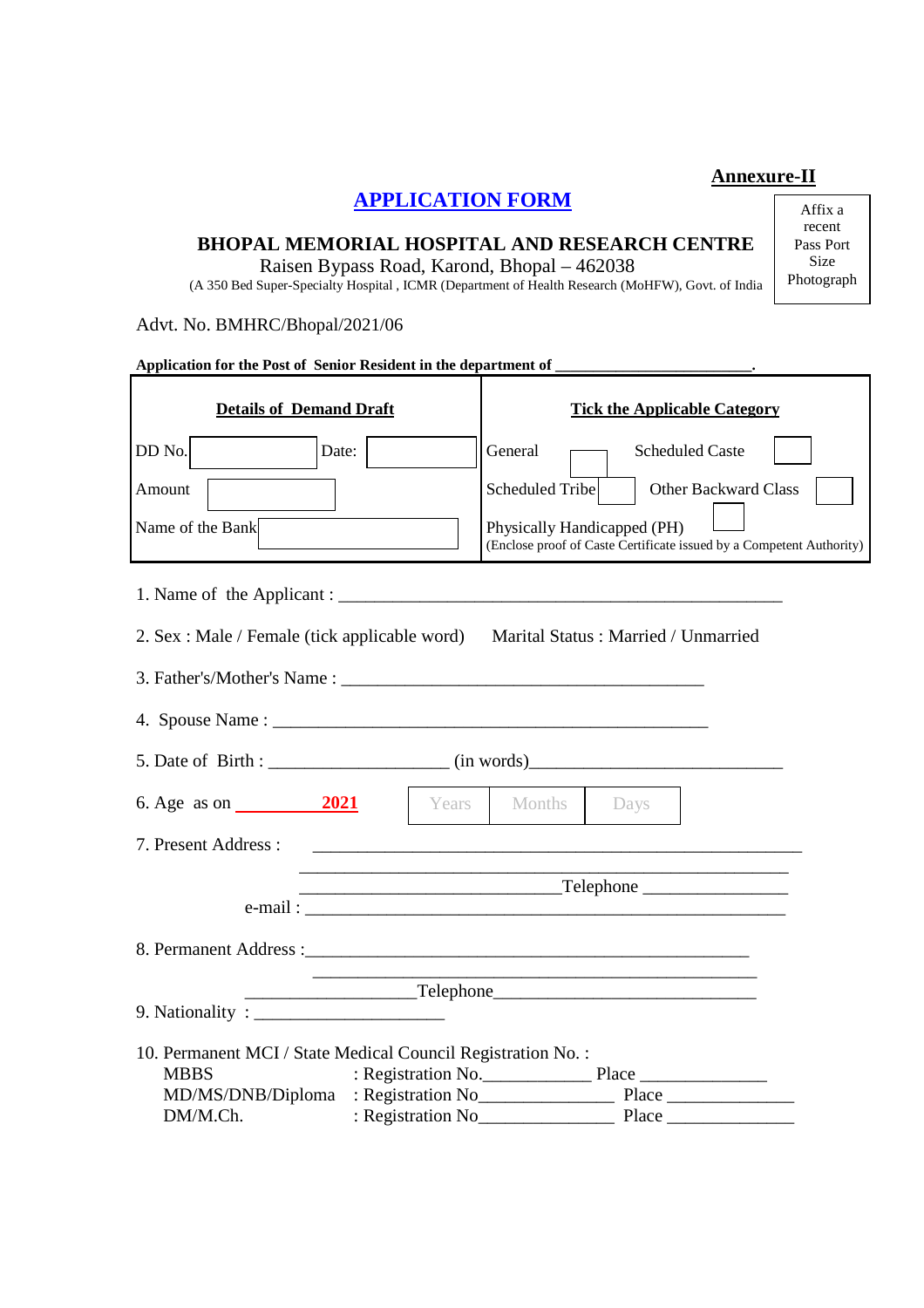**Annexure-II**

# APPLICATION FORM

Affix a recent Pass Port Size Photograph

**BHOPAL MEMORIAL HOSPITAL AND RESEARCH CENTRE**

Raisen Bypass Road, Karond, Bhopal – 462038

(A 350 Bed Super-Specialty Hospital , ICMR (Department of Health Research (MoHFW), Govt. of India

Advt. No. BMHRC/Bhopal/2021/06

**Application for the Post of Senior Resident in the department of ________________________.**

| **Details of Demand Draft** | **Tick the Applicable Category** |
|---|---|
| DD No. ______ Date: ______ | General ☐ Scheduled Caste ☐ |
| Amount ______ | Scheduled Tribe ☐ Other Backward Class ☐ |
| Name of the Bank ______ | Physically Handicapped (PH) ☐ (Enclose proof of Caste Certificate issued by a Competent Authority) |

1. Name of the Applicant : ________________________________________________

2. Sex : Male / Female (tick applicable word) Marital Status : Married / Unmarried

3. Father's/Mother's Name : ________________________________________

4. Spouse Name : ________________________________________________

5. Date of Birth : ____________________ (in words)___________________________

6. Age as on __________2021

| Years | Months | Days |
|---|---|---|

7. Present Address : _______________________________________________________

_______________________________________________________

____________________________Telephone _______________

e-mail : ______________________________________________________

8. Permanent Address :_________________________________________________

_________________________________________________

__________________Telephone____________________________

9. Nationality : _____________________

10. Permanent MCI / State Medical Council Registration No. :

MBBS : Registration No.___________ Place ______________

MD/MS/DNB/Diploma : Registration No______________ Place ______________

DM/M.Ch. : Registration No______________ Place ______________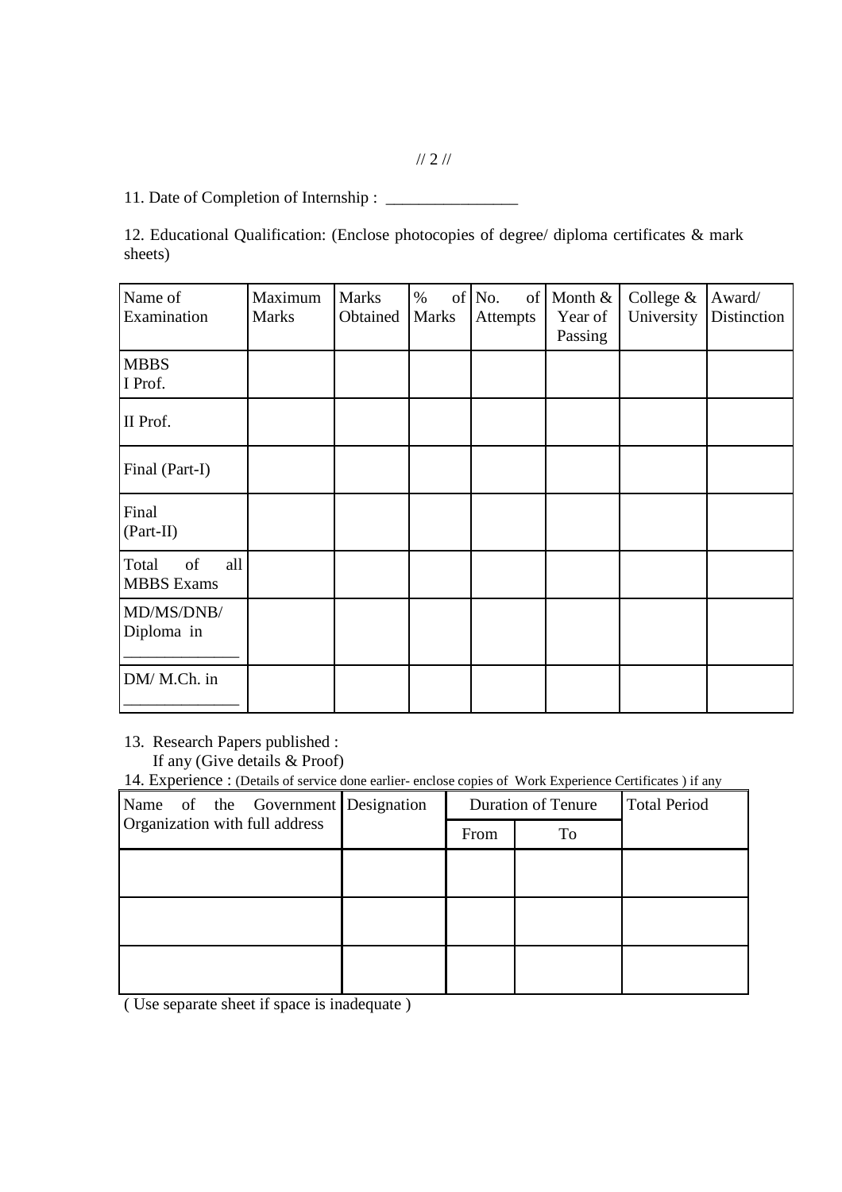11. Date of Completion of Internship : ________________

12. Educational Qualification: (Enclose photocopies of degree/ diploma certificates & mark sheets)

| Name of Examination | Maximum Marks | Marks Obtained | % of Marks | No. of Attempts | Month & Year of Passing | College & University | Award/ Distinction |
|---|---|---|---|---|---|---|---|
| MBBS I Prof. | | | | | | | |
| II Prof. | | | | | | | |
| Final (Part-I) | | | | | | | |
| Final (Part-II) | | | | | | | |
| Total of all MBBS Exams | | | | | | | |
| MD/MS/DNB/ Diploma in ______________ | | | | | | | |
| DM/ M.Ch. in ______________ | | | | | | | |

13. Research Papers published :
If any (Give details & Proof)

14. Experience : (Details of service done earlier- enclose copies of Work Experience Certificates ) if any

| Name of the Government Organization with full address | Designation | Duration of Tenure | | Total Period |
|---|---|---|---|---|
| | | From | To | |
| | | | | |
| | | | | |
| | | | | |

( Use separate sheet if space is inadequate )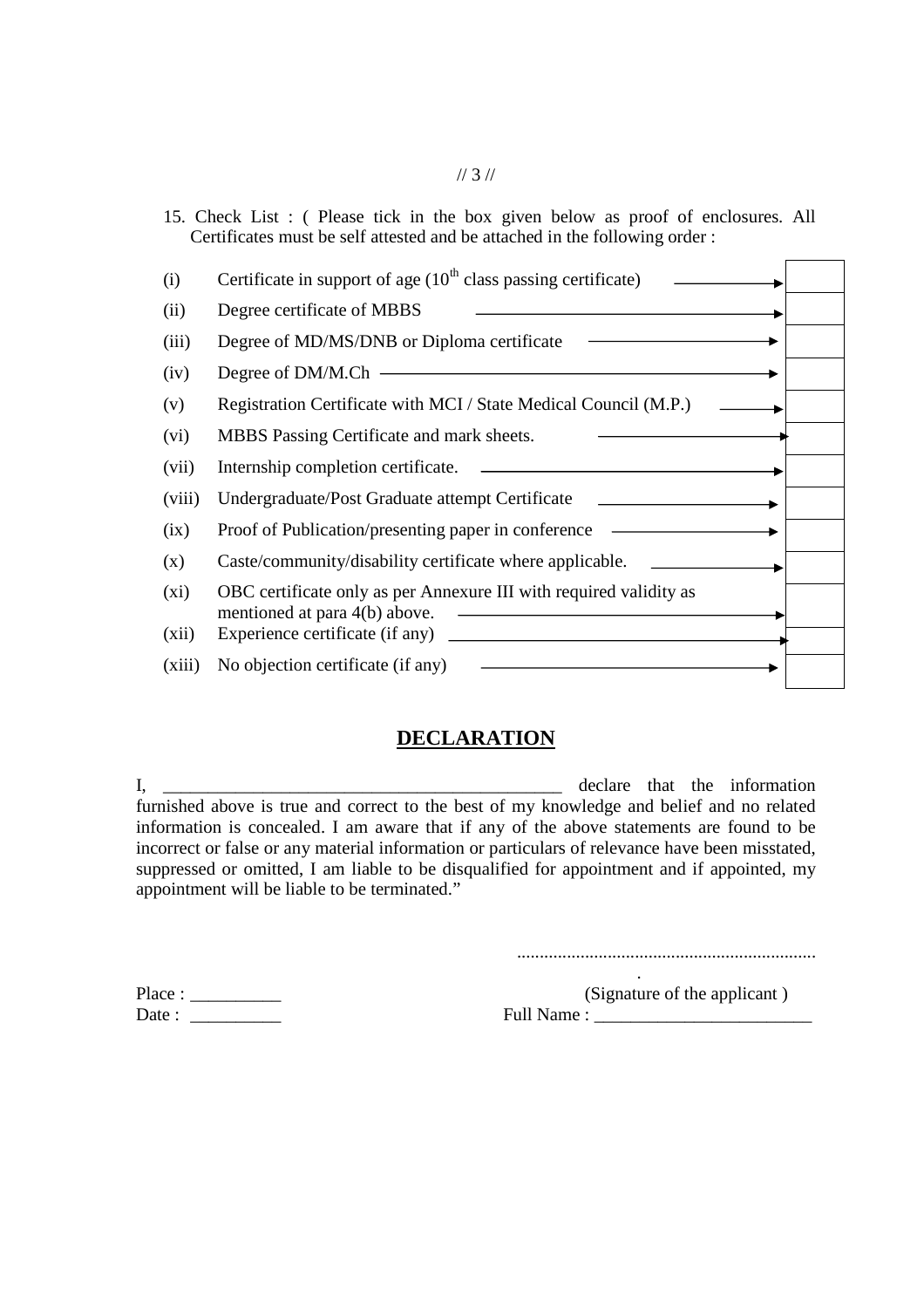15. Check List : ( Please tick in the box given below as proof of enclosures. All Certificates must be self attested and be attached in the following order :

| | | |
|---|---|---|
| (i) | Certificate in support of age (10th class passing certificate) → | ☐ |
| (ii) | Degree certificate of MBBS → | ☐ |
| (iii) | Degree of MD/MS/DNB or Diploma certificate → | ☐ |
| (iv) | Degree of DM/M.Ch → | ☐ |
| (v) | Registration Certificate with MCI / State Medical Council (M.P.) → | ☐ |
| (vi) | MBBS Passing Certificate and mark sheets. → | ☐ |
| (vii) | Internship completion certificate. → | ☐ |
| (viii) | Undergraduate/Post Graduate attempt Certificate → | ☐ |
| (ix) | Proof of Publication/presenting paper in conference → | ☐ |
| (x) | Caste/community/disability certificate where applicable. → | ☐ |
| (xi) | OBC certificate only as per Annexure III with required validity as mentioned at para 4(b) above. → | ☐ |
| (xii) | Experience certificate (if any) → | ☐ |
| (xiii) | No objection certificate (if any) → | ☐ |

## DECLARATION

I, _____________________________________________ declare that the information furnished above is true and correct to the best of my knowledge and belief and no related information is concealed. I am aware that if any of the above statements are found to be incorrect or false or any material information or particulars of relevance have been misstated, suppressed or omitted, I am liable to be disqualified for appointment and if appointed, my appointment will be liable to be terminated."

..................................................................

Place : __________ (Signature of the applicant )

Date : __________ Full Name : ________________________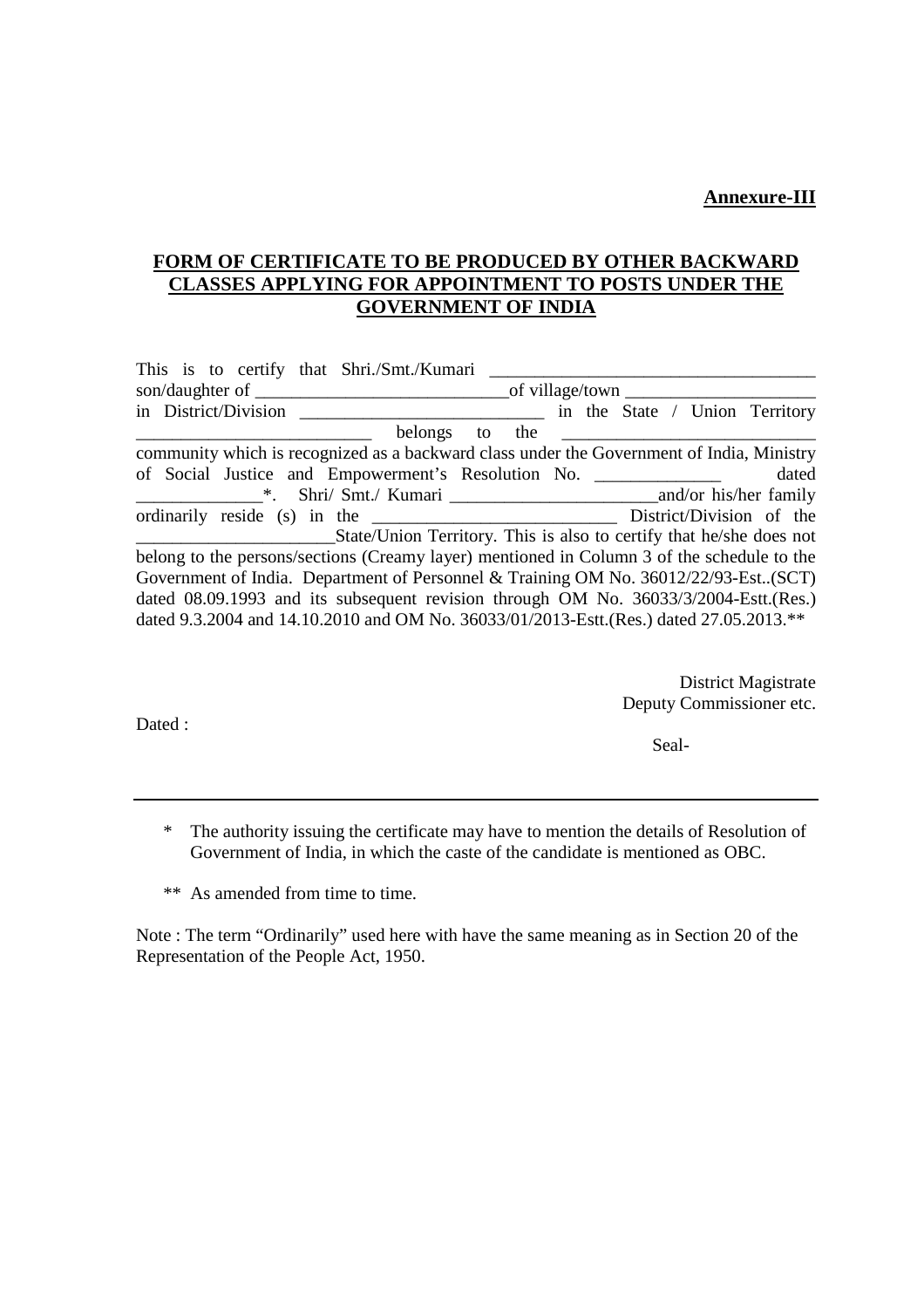**Annexure-III**

## FORM OF CERTIFICATE TO BE PRODUCED BY OTHER BACKWARD CLASSES APPLYING FOR APPOINTMENT TO POSTS UNDER THE GOVERNMENT OF INDIA

This is to certify that Shri./Smt./Kumari ____________________________________ son/daughter of ____________________________of village/town _____________________ in District/Division ___________________________ in the State / Union Territory __________________________ belongs to the ____________________________ community which is recognized as a backward class under the Government of India, Ministry of Social Justice and Empowerment's Resolution No. ______________ dated ______________*. Shri/ Smt./ Kumari _______________________and/or his/her family ordinarily reside (s) in the ___________________________ District/Division of the ______________________State/Union Territory. This is also to certify that he/she does not belong to the persons/sections (Creamy layer) mentioned in Column 3 of the schedule to the Government of India. Department of Personnel & Training OM No. 36012/22/93-Est..(SCT) dated 08.09.1993 and its subsequent revision through OM No. 36033/3/2004-Estt.(Res.) dated 9.3.2004 and 14.10.2010 and OM No. 36033/01/2013-Estt.(Res.) dated 27.05.2013.**

District Magistrate
Deputy Commissioner etc.

Dated :

Seal-

---

\* The authority issuing the certificate may have to mention the details of Resolution of Government of India, in which the caste of the candidate is mentioned as OBC.

\** As amended from time to time.

Note : The term "Ordinarily" used here with have the same meaning as in Section 20 of the Representation of the People Act, 1950.